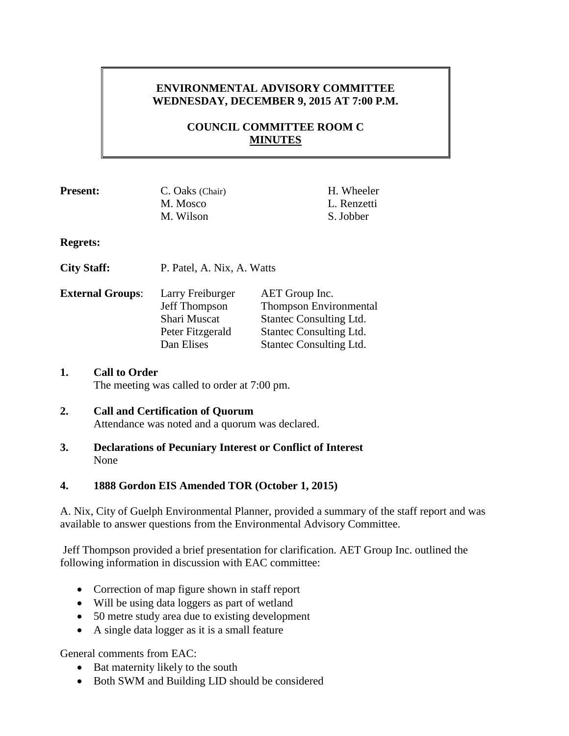**ENVIRONMENTAL ADVISORY COMMITTEE**
**WEDNESDAY, DECEMBER 9, 2015 AT 7:00 P.M.**

**COUNCIL COMMITTEE ROOM C**
**MINUTES**

| | | |
|---|---|---|
| **Present:** | C. Oaks (Chair) | H. Wheeler |
| | M. Mosco | L. Renzetti |
| | M. Wilson | S. Jobber |

**Regrets:**

**City Staff:** P. Patel, A. Nix, A. Watts

| | | |
|---|---|---|
| **External Groups**: | Larry Freiburger | AET Group Inc. |
| | Jeff Thompson | Thompson Environmental |
| | Shari Muscat | Stantec Consulting Ltd. |
| | Peter Fitzgerald | Stantec Consulting Ltd. |
| | Dan Elises | Stantec Consulting Ltd. |

**1. Call to Order**
The meeting was called to order at 7:00 pm.

**2. Call and Certification of Quorum**
Attendance was noted and a quorum was declared.

**3. Declarations of Pecuniary Interest or Conflict of Interest**
None

**4. 1888 Gordon EIS Amended TOR (October 1, 2015)**

A. Nix, City of Guelph Environmental Planner, provided a summary of the staff report and was available to answer questions from the Environmental Advisory Committee.

Jeff Thompson provided a brief presentation for clarification. AET Group Inc. outlined the following information in discussion with EAC committee:

- Correction of map figure shown in staff report
- Will be using data loggers as part of wetland
- 50 metre study area due to existing development
- A single data logger as it is a small feature

General comments from EAC:

- Bat maternity likely to the south
- Both SWM and Building LID should be considered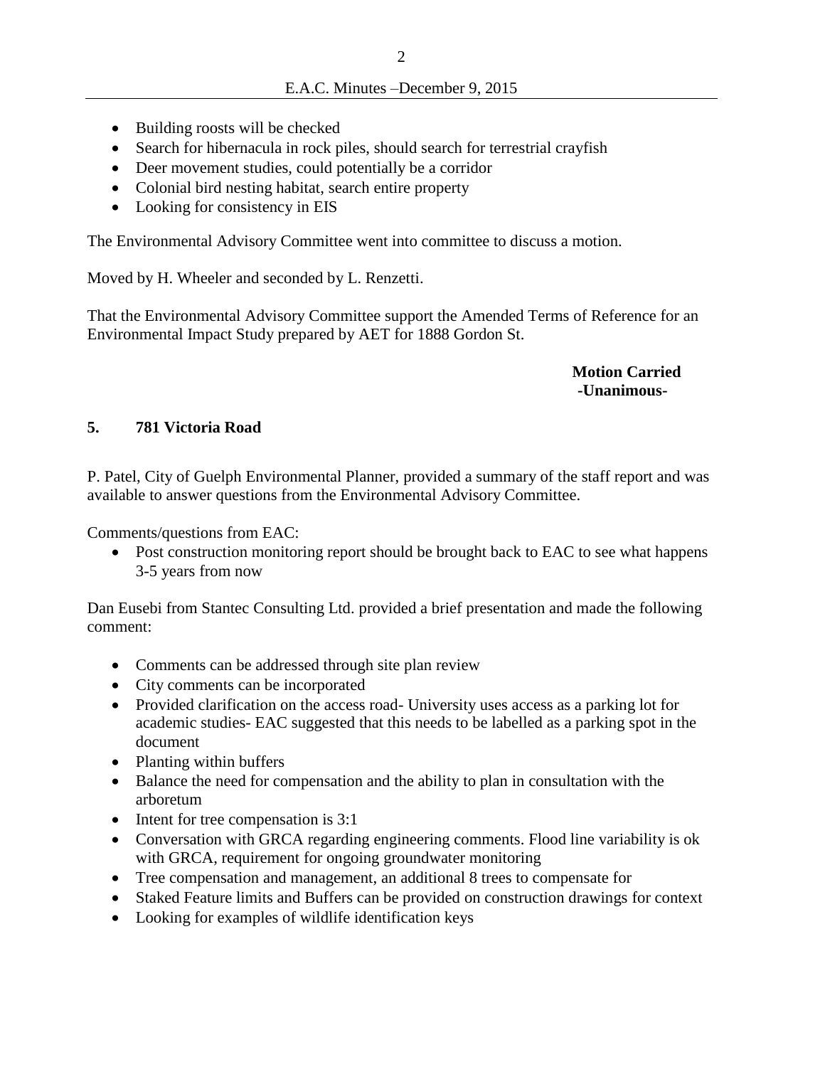- Building roosts will be checked
- Search for hibernacula in rock piles, should search for terrestrial crayfish
- Deer movement studies, could potentially be a corridor
- Colonial bird nesting habitat, search entire property
- Looking for consistency in EIS

The Environmental Advisory Committee went into committee to discuss a motion.

Moved by H. Wheeler and seconded by L. Renzetti.

That the Environmental Advisory Committee support the Amended Terms of Reference for an Environmental Impact Study prepared by AET for 1888 Gordon St.

**Motion Carried**
**-Unanimous-**

## 5. 781 Victoria Road

P. Patel, City of Guelph Environmental Planner, provided a summary of the staff report and was available to answer questions from the Environmental Advisory Committee.

Comments/questions from EAC:

- Post construction monitoring report should be brought back to EAC to see what happens 3-5 years from now

Dan Eusebi from Stantec Consulting Ltd. provided a brief presentation and made the following comment:

- Comments can be addressed through site plan review
- City comments can be incorporated
- Provided clarification on the access road- University uses access as a parking lot for academic studies- EAC suggested that this needs to be labelled as a parking spot in the document
- Planting within buffers
- Balance the need for compensation and the ability to plan in consultation with the arboretum
- Intent for tree compensation is 3:1
- Conversation with GRCA regarding engineering comments. Flood line variability is ok with GRCA, requirement for ongoing groundwater monitoring
- Tree compensation and management, an additional 8 trees to compensate for
- Staked Feature limits and Buffers can be provided on construction drawings for context
- Looking for examples of wildlife identification keys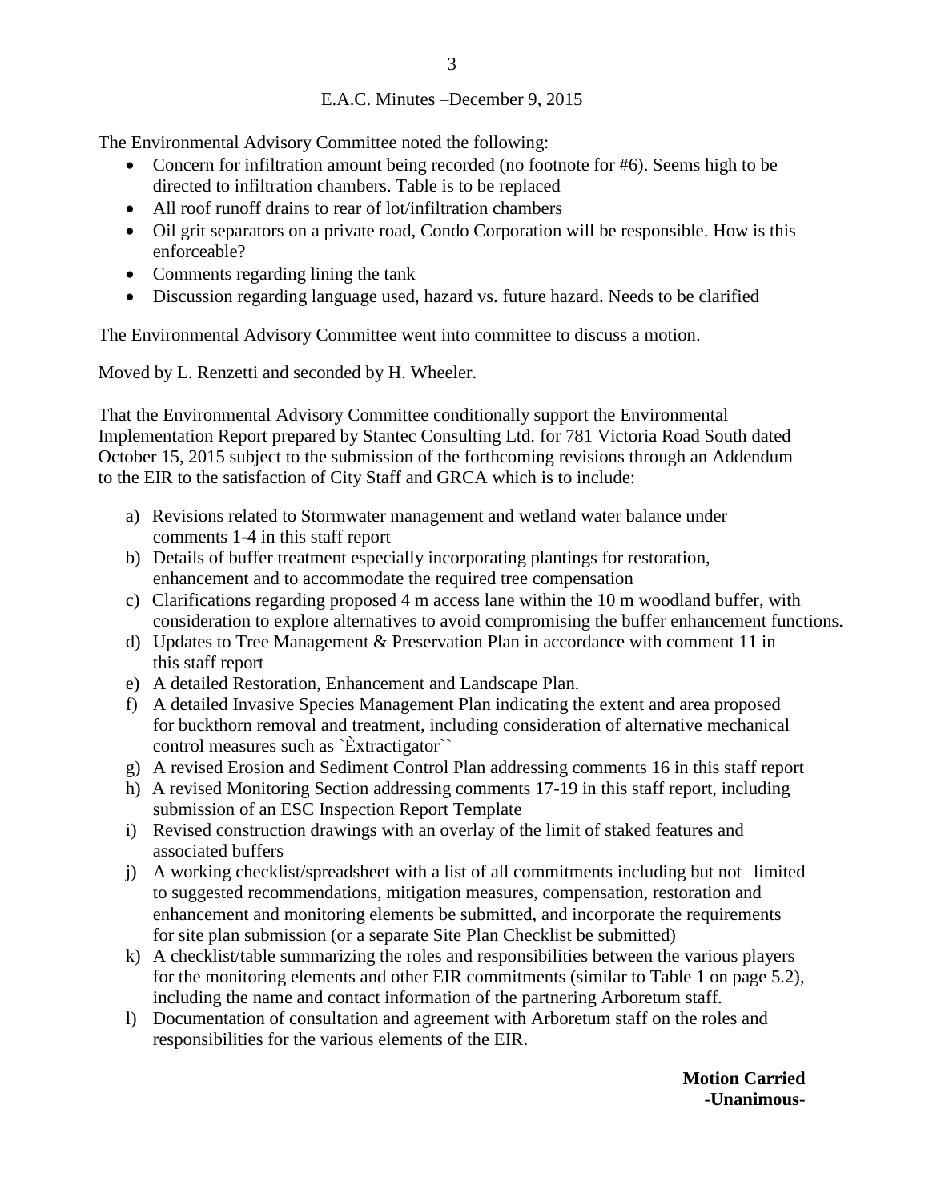The Environmental Advisory Committee noted the following:

- Concern for infiltration amount being recorded (no footnote for #6). Seems high to be directed to infiltration chambers. Table is to be replaced
- All roof runoff drains to rear of lot/infiltration chambers
- Oil grit separators on a private road, Condo Corporation will be responsible. How is this enforceable?
- Comments regarding lining the tank
- Discussion regarding language used, hazard vs. future hazard. Needs to be clarified

The Environmental Advisory Committee went into committee to discuss a motion.

Moved by L. Renzetti and seconded by H. Wheeler.

That the Environmental Advisory Committee conditionally support the Environmental Implementation Report prepared by Stantec Consulting Ltd. for 781 Victoria Road South dated October 15, 2015 subject to the submission of the forthcoming revisions through an Addendum to the EIR to the satisfaction of City Staff and GRCA which is to include:

a) Revisions related to Stormwater management and wetland water balance under comments 1-4 in this staff report
b) Details of buffer treatment especially incorporating plantings for restoration, enhancement and to accommodate the required tree compensation
c) Clarifications regarding proposed 4 m access lane within the 10 m woodland buffer, with consideration to explore alternatives to avoid compromising the buffer enhancement functions.
d) Updates to Tree Management & Preservation Plan in accordance with comment 11 in this staff report
e) A detailed Restoration, Enhancement and Landscape Plan.
f) A detailed Invasive Species Management Plan indicating the extent and area proposed for buckthorn removal and treatment, including consideration of alternative mechanical control measures such as `Èxtractigator``
g) A revised Erosion and Sediment Control Plan addressing comments 16 in this staff report
h) A revised Monitoring Section addressing comments 17-19 in this staff report, including submission of an ESC Inspection Report Template
i) Revised construction drawings with an overlay of the limit of staked features and associated buffers
j) A working checklist/spreadsheet with a list of all commitments including but not limited to suggested recommendations, mitigation measures, compensation, restoration and enhancement and monitoring elements be submitted, and incorporate the requirements for site plan submission (or a separate Site Plan Checklist be submitted)
k) A checklist/table summarizing the roles and responsibilities between the various players for the monitoring elements and other EIR commitments (similar to Table 1 on page 5.2), including the name and contact information of the partnering Arboretum staff.
l) Documentation of consultation and agreement with Arboretum staff on the roles and responsibilities for the various elements of the EIR.

**Motion Carried**
**-Unanimous-**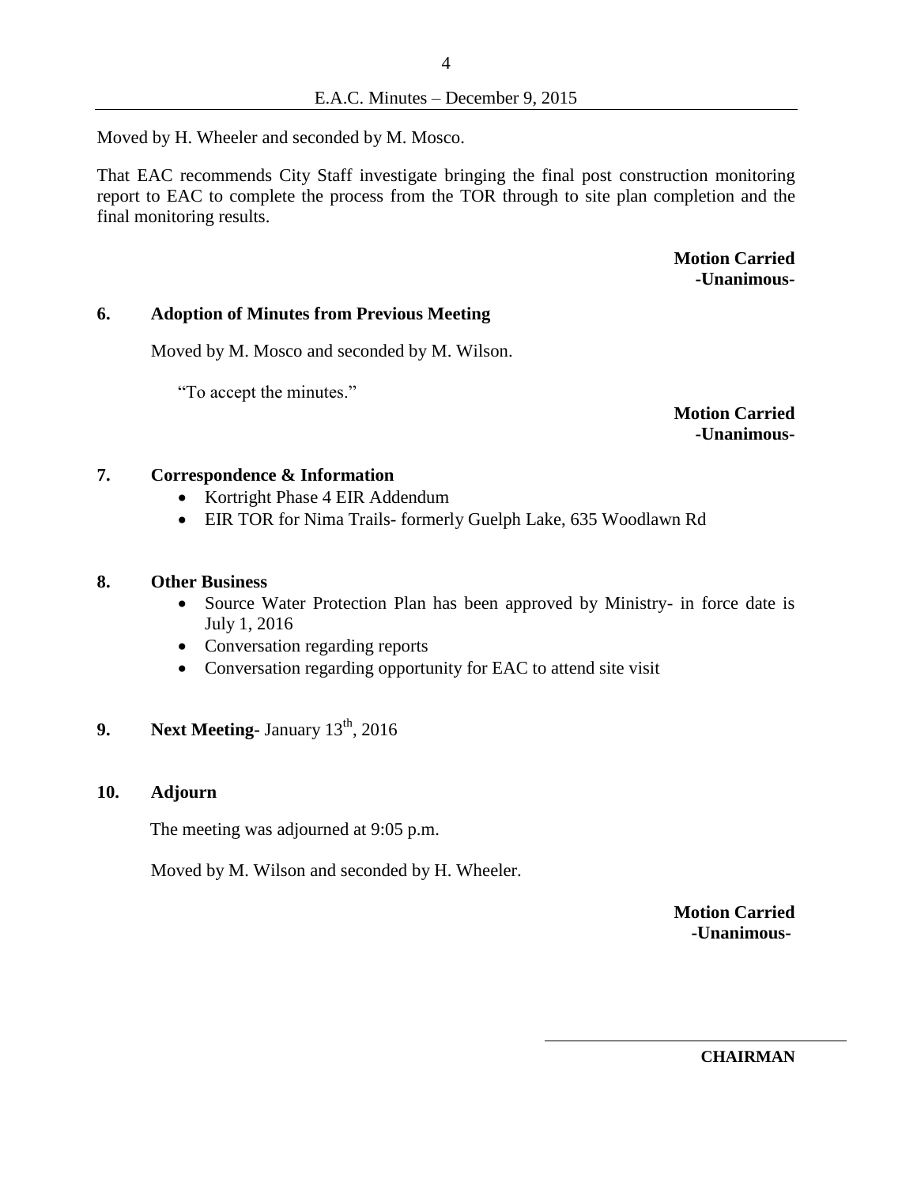Moved by H. Wheeler and seconded by M. Mosco.

That EAC recommends City Staff investigate bringing the final post construction monitoring report to EAC to complete the process from the TOR through to site plan completion and the final monitoring results.

**Motion Carried**
**-Unanimous-**

## 6. Adoption of Minutes from Previous Meeting

Moved by M. Mosco and seconded by M. Wilson.

"To accept the minutes."

**Motion Carried**
**-Unanimous-**

## 7. Correspondence & Information

- Kortright Phase 4 EIR Addendum
- EIR TOR for Nima Trails- formerly Guelph Lake, 635 Woodlawn Rd

## 8. Other Business

- Source Water Protection Plan has been approved by Ministry- in force date is July 1, 2016
- Conversation regarding reports
- Conversation regarding opportunity for EAC to attend site visit

## 9. Next Meeting- January 13th, 2016

## 10. Adjourn

The meeting was adjourned at 9:05 p.m.

Moved by M. Wilson and seconded by H. Wheeler.

**Motion Carried**
**-Unanimous-**

______________________________

**CHAIRMAN**